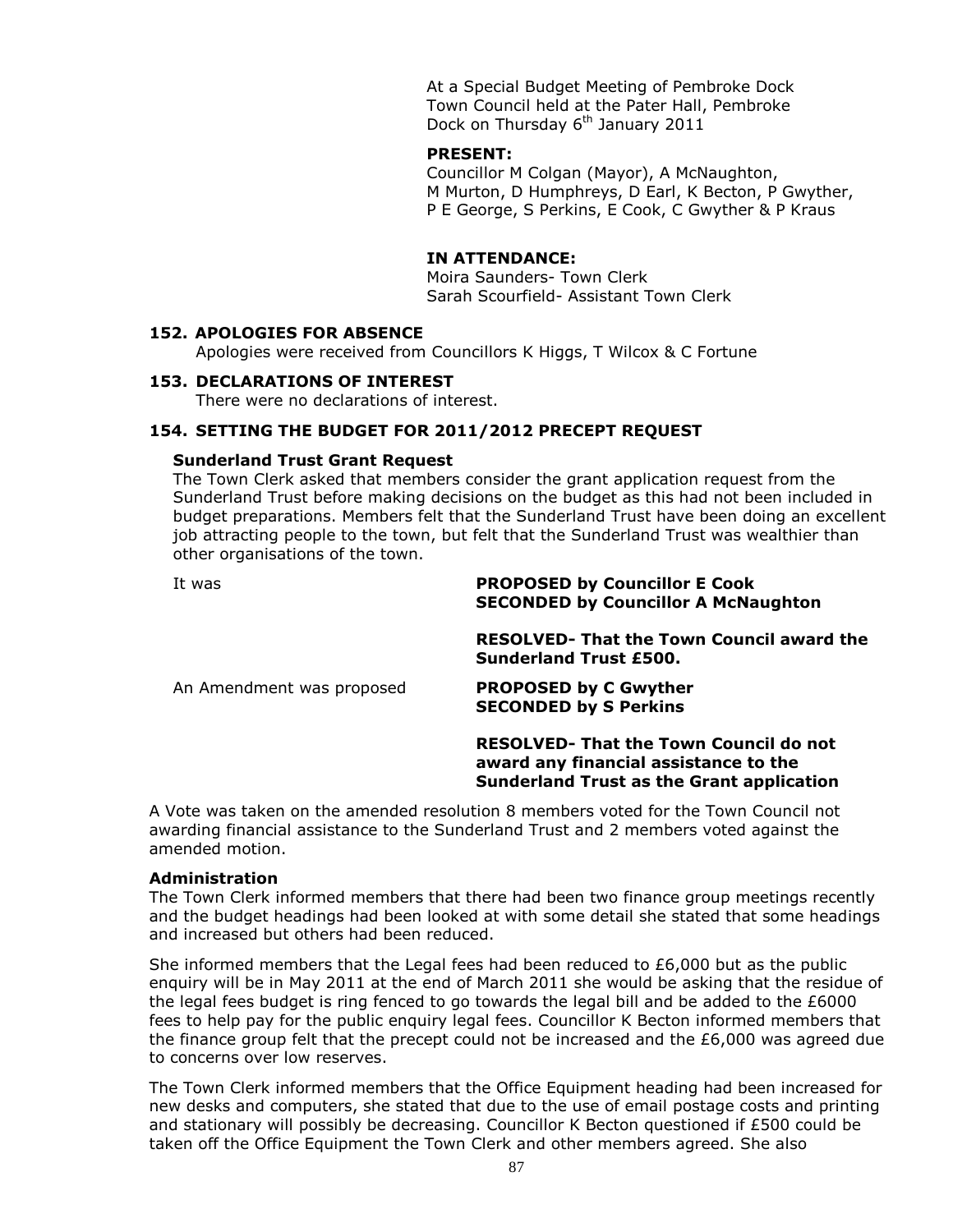At a Special Budget Meeting of Pembroke Dock Town Council held at the Pater Hall, Pembroke Dock on Thursday 6th January 2011

**PRESENT:**
Councillor M Colgan (Mayor), A McNaughton, M Murton, D Humphreys, D Earl, K Becton, P Gwyther, P E George, S Perkins, E Cook, C Gwyther & P Kraus

**IN ATTENDANCE:**
Moira Saunders- Town Clerk
Sarah Scourfield- Assistant Town Clerk

### 152. APOLOGIES FOR ABSENCE

Apologies were received from Councillors K Higgs, T Wilcox & C Fortune

### 153. DECLARATIONS OF INTEREST

There were no declarations of interest.

### 154. SETTING THE BUDGET FOR 2011/2012 PRECEPT REQUEST

**Sunderland Trust Grant Request**

The Town Clerk asked that members consider the grant application request from the Sunderland Trust before making decisions on the budget as this had not been included in budget preparations. Members felt that the Sunderland Trust have been doing an excellent job attracting people to the town, but felt that the Sunderland Trust was wealthier than other organisations of the town.

It was **PROPOSED by Councillor E Cook**
**SECONDED by Councillor A McNaughton**

**RESOLVED- That the Town Council award the Sunderland Trust £500.**

An Amendment was proposed **PROPOSED by C Gwyther**
**SECONDED by S Perkins**

**RESOLVED- That the Town Council do not award any financial assistance to the Sunderland Trust as the Grant application**

A Vote was taken on the amended resolution 8 members voted for the Town Council not awarding financial assistance to the Sunderland Trust and 2 members voted against the amended motion.

**Administration**

The Town Clerk informed members that there had been two finance group meetings recently and the budget headings had been looked at with some detail she stated that some headings and increased but others had been reduced.

She informed members that the Legal fees had been reduced to £6,000 but as the public enquiry will be in May 2011 at the end of March 2011 she would be asking that the residue of the legal fees budget is ring fenced to go towards the legal bill and be added to the £6000 fees to help pay for the public enquiry legal fees. Councillor K Becton informed members that the finance group felt that the precept could not be increased and the £6,000 was agreed due to concerns over low reserves.

The Town Clerk informed members that the Office Equipment heading had been increased for new desks and computers, she stated that due to the use of email postage costs and printing and stationary will possibly be decreasing. Councillor K Becton questioned if £500 could be taken off the Office Equipment the Town Clerk and other members agreed. She also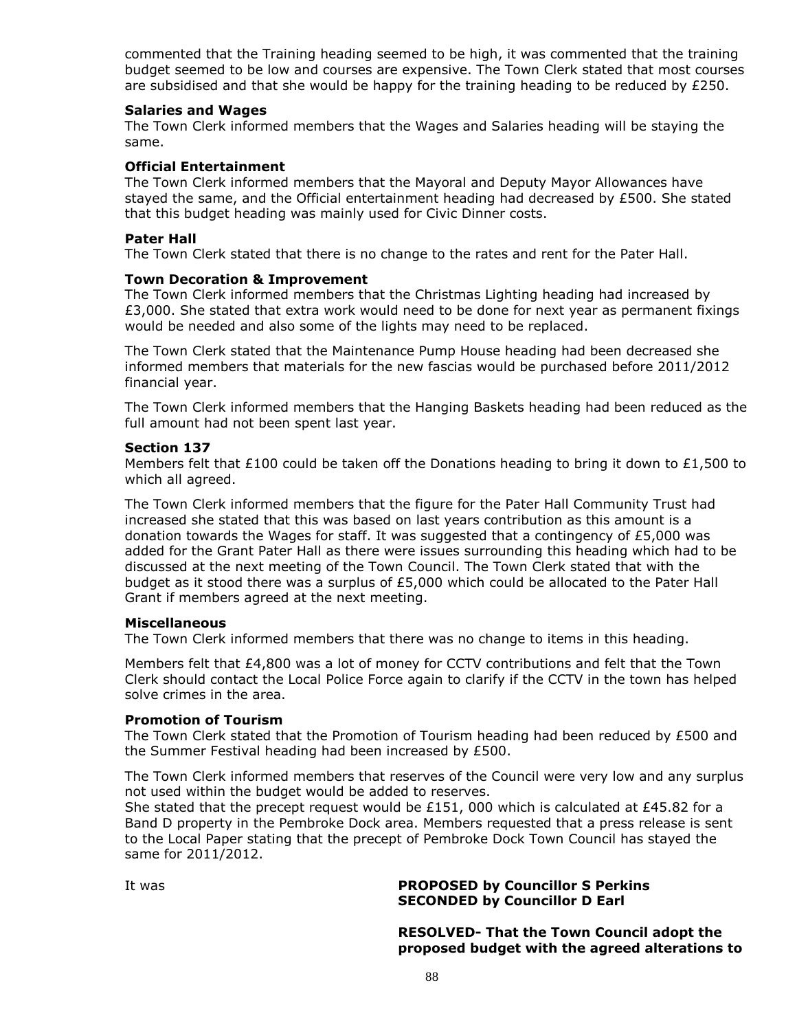commented that the Training heading seemed to be high, it was commented that the training budget seemed to be low and courses are expensive. The Town Clerk stated that most courses are subsidised and that she would be happy for the training heading to be reduced by £250.

**Salaries and Wages**

The Town Clerk informed members that the Wages and Salaries heading will be staying the same.

**Official Entertainment**

The Town Clerk informed members that the Mayoral and Deputy Mayor Allowances have stayed the same, and the Official entertainment heading had decreased by £500. She stated that this budget heading was mainly used for Civic Dinner costs.

**Pater Hall**

The Town Clerk stated that there is no change to the rates and rent for the Pater Hall.

**Town Decoration & Improvement**

The Town Clerk informed members that the Christmas Lighting heading had increased by £3,000. She stated that extra work would need to be done for next year as permanent fixings would be needed and also some of the lights may need to be replaced.

The Town Clerk stated that the Maintenance Pump House heading had been decreased she informed members that materials for the new fascias would be purchased before 2011/2012 financial year.

The Town Clerk informed members that the Hanging Baskets heading had been reduced as the full amount had not been spent last year.

**Section 137**

Members felt that £100 could be taken off the Donations heading to bring it down to £1,500 to which all agreed.

The Town Clerk informed members that the figure for the Pater Hall Community Trust had increased she stated that this was based on last years contribution as this amount is a donation towards the Wages for staff. It was suggested that a contingency of £5,000 was added for the Grant Pater Hall as there were issues surrounding this heading which had to be discussed at the next meeting of the Town Council. The Town Clerk stated that with the budget as it stood there was a surplus of £5,000 which could be allocated to the Pater Hall Grant if members agreed at the next meeting.

**Miscellaneous**

The Town Clerk informed members that there was no change to items in this heading.

Members felt that £4,800 was a lot of money for CCTV contributions and felt that the Town Clerk should contact the Local Police Force again to clarify if the CCTV in the town has helped solve crimes in the area.

**Promotion of Tourism**

The Town Clerk stated that the Promotion of Tourism heading had been reduced by £500 and the Summer Festival heading had been increased by £500.

The Town Clerk informed members that reserves of the Council were very low and any surplus not used within the budget would be added to reserves.
She stated that the precept request would be £151, 000 which is calculated at £45.82 for a Band D property in the Pembroke Dock area. Members requested that a press release is sent to the Local Paper stating that the precept of Pembroke Dock Town Council has stayed the same for 2011/2012.

It was **PROPOSED by Councillor S Perkins**
**SECONDED by Councillor D Earl**

**RESOLVED- That the Town Council adopt the proposed budget with the agreed alterations to**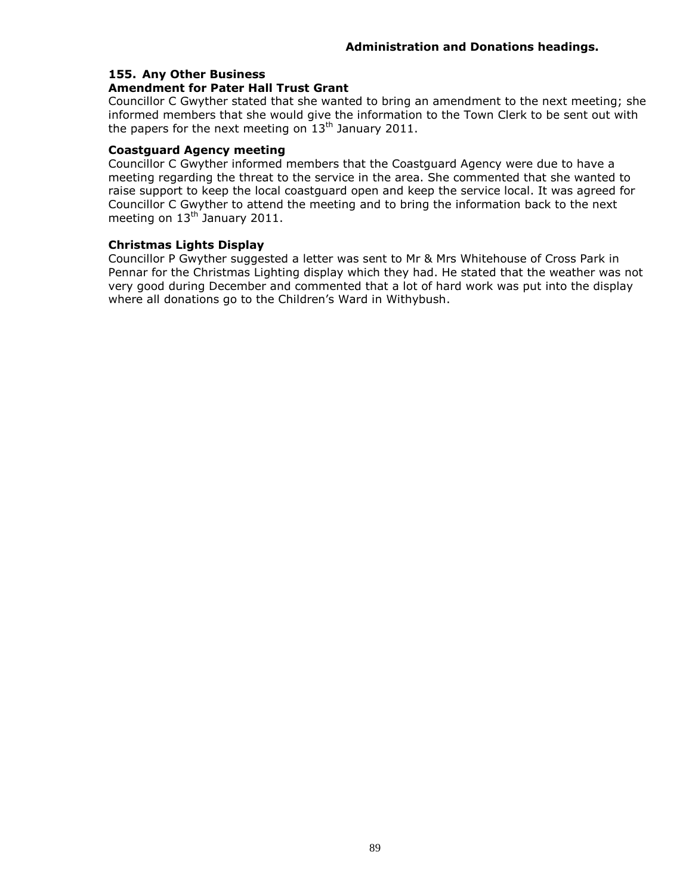**Administration and Donations headings.**

**155. Any Other Business**

**Amendment for Pater Hall Trust Grant**

Councillor C Gwyther stated that she wanted to bring an amendment to the next meeting; she informed members that she would give the information to the Town Clerk to be sent out with the papers for the next meeting on 13th January 2011.

**Coastguard Agency meeting**

Councillor C Gwyther informed members that the Coastguard Agency were due to have a meeting regarding the threat to the service in the area. She commented that she wanted to raise support to keep the local coastguard open and keep the service local. It was agreed for Councillor C Gwyther to attend the meeting and to bring the information back to the next meeting on 13th January 2011.

**Christmas Lights Display**

Councillor P Gwyther suggested a letter was sent to Mr & Mrs Whitehouse of Cross Park in Pennar for the Christmas Lighting display which they had. He stated that the weather was not very good during December and commented that a lot of hard work was put into the display where all donations go to the Children's Ward in Withybush.